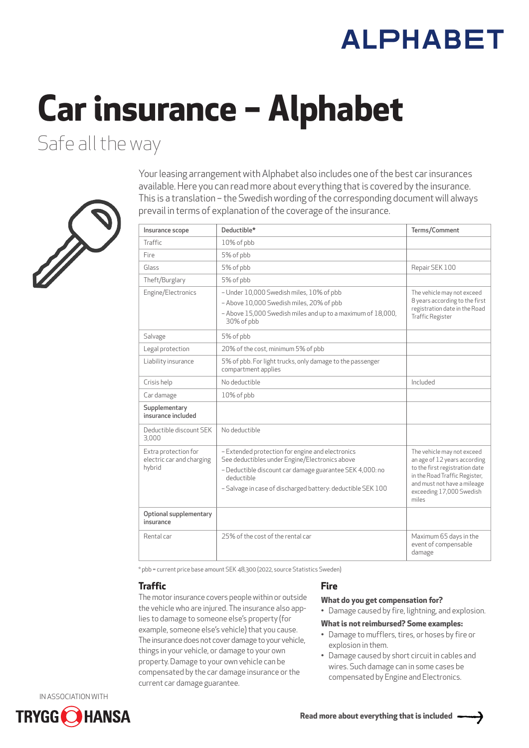ALPHABET

# Car insurance – Alphabet

## Safe all the way

Your leasing arrangement with Alphabet also includes one of the best car insurances available. Here you can read more about everything that is covered by the insurance. This is a translation – the Swedish wording of the corresponding document will always prevail in terms of explanation of the coverage of the insurance.

| Insurance scope | Deductible* | Terms/Comment |
|---|---|---|
| Traffic | 10% of pbb | |
| Fire | 5% of pbb | |
| Glass | 5% of pbb | Repair SEK 100 |
| Theft/Burglary | 5% of pbb | |
| Engine/Electronics | – Under 10,000 Swedish miles, 10% of pbb<br>– Above 10,000 Swedish miles, 20% of pbb<br>– Above 15,000 Swedish miles and up to a maximum of 18,000, 30% of pbb | The vehicle may not exceed 8 years according to the first registration date in the Road Traffic Register |
| Salvage | 5% of pbb | |
| Legal protection | 20% of the cost, minimum 5% of pbb | |
| Liability insurance | 5% of pbb. For light trucks, only damage to the passenger compartment applies | |
| Crisis help | No deductible | Included |
| Car damage | 10% of pbb | |
| **Supplementary insurance included** | | |
| Deductible discount SEK 3,000 | No deductible | |
| Extra protection for electric car and charging hybrid | – Extended protection for engine and electronics See deductibles under Engine/Electronics above<br>– Deductible discount car damage guarantee SEK 4,000: no deductible<br>– Salvage in case of discharged battery: deductible SEK 100 | The vehicle may not exceed an age of 12 years according to the first registration date in the Road Traffic Register, and must not have a mileage exceeding 17,000 Swedish miles |
| **Optional supplementary insurance** | | |
| Rental car | 25% of the cost of the rental car | Maximum 65 days in the event of compensable damage |

* pbb = current price base amount SEK 48,300 (2022, source Statistics Sweden)

### Traffic

The motor insurance covers people within or outside the vehicle who are injured. The insurance also applies to damage to someone else's property (for example, someone else's vehicle) that you cause. The insurance does not cover damage to your vehicle, things in your vehicle, or damage to your own property. Damage to your own vehicle can be compensated by the car damage insurance or the current car damage guarantee.

### Fire

**What do you get compensation for?**

- Damage caused by fire, lightning, and explosion.

**What is not reimbursed? Some examples:**

- Damage to mufflers, tires, or hoses by fire or explosion in them.
- Damage caused by short circuit in cables and wires. Such damage can in some cases be compensated by Engine and Electronics.

IN ASSOCIATION WITH TRYGG HANSA

**Read more about everything that is included →**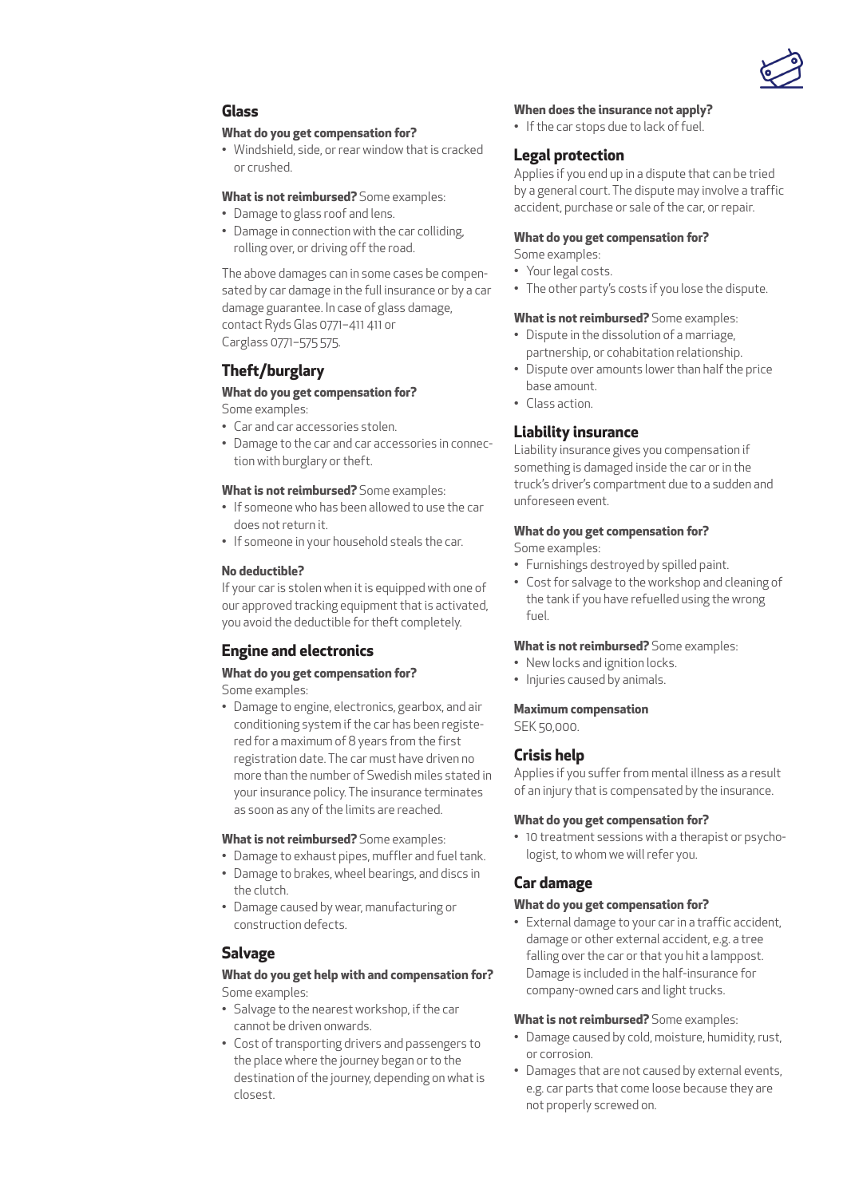## Glass

**What do you get compensation for?**

- Windshield, side, or rear window that is cracked or crushed.

**What is not reimbursed?** Some examples:

- Damage to glass roof and lens.
- Damage in connection with the car colliding, rolling over, or driving off the road.

The above damages can in some cases be compensated by car damage in the full insurance or by a car damage guarantee. In case of glass damage, contact Ryds Glas 0771–411 411 or Carglass 0771–575 575.

## Theft/burglary

**What do you get compensation for?**

Some examples:

- Car and car accessories stolen.
- Damage to the car and car accessories in connection with burglary or theft.

**What is not reimbursed?** Some examples:

- If someone who has been allowed to use the car does not return it.
- If someone in your household steals the car.

**No deductible?**

If your car is stolen when it is equipped with one of our approved tracking equipment that is activated, you avoid the deductible for theft completely.

## Engine and electronics

**What do you get compensation for?**

Some examples:

- Damage to engine, electronics, gearbox, and air conditioning system if the car has been registered for a maximum of 8 years from the first registration date. The car must have driven no more than the number of Swedish miles stated in your insurance policy. The insurance terminates as soon as any of the limits are reached.

**What is not reimbursed?** Some examples:

- Damage to exhaust pipes, muffler and fuel tank.
- Damage to brakes, wheel bearings, and discs in the clutch.
- Damage caused by wear, manufacturing or construction defects.

## Salvage

**What do you get help with and compensation for?**

Some examples:

- Salvage to the nearest workshop, if the car cannot be driven onwards.
- Cost of transporting drivers and passengers to the place where the journey began or to the destination of the journey, depending on what is closest.

**When does the insurance not apply?**

- If the car stops due to lack of fuel.

## Legal protection

Applies if you end up in a dispute that can be tried by a general court. The dispute may involve a traffic accident, purchase or sale of the car, or repair.

**What do you get compensation for?**

Some examples:

- Your legal costs.
- The other party's costs if you lose the dispute.

**What is not reimbursed?** Some examples:

- Dispute in the dissolution of a marriage, partnership, or cohabitation relationship.
- Dispute over amounts lower than half the price base amount.
- Class action.

## Liability insurance

Liability insurance gives you compensation if something is damaged inside the car or in the truck's driver's compartment due to a sudden and unforeseen event.

**What do you get compensation for?**

Some examples:

- Furnishings destroyed by spilled paint.
- Cost for salvage to the workshop and cleaning of the tank if you have refuelled using the wrong fuel.

**What is not reimbursed?** Some examples:

- New locks and ignition locks.
- Injuries caused by animals.

**Maximum compensation**

SEK 50,000.

## Crisis help

Applies if you suffer from mental illness as a result of an injury that is compensated by the insurance.

**What do you get compensation for?**

- 10 treatment sessions with a therapist or psychologist, to whom we will refer you.

## Car damage

**What do you get compensation for?**

- External damage to your car in a traffic accident, damage or other external accident, e.g. a tree falling over the car or that you hit a lamppost. Damage is included in the half-insurance for company-owned cars and light trucks.

**What is not reimbursed?** Some examples:

- Damage caused by cold, moisture, humidity, rust, or corrosion.
- Damages that are not caused by external events, e.g. car parts that come loose because they are not properly screwed on.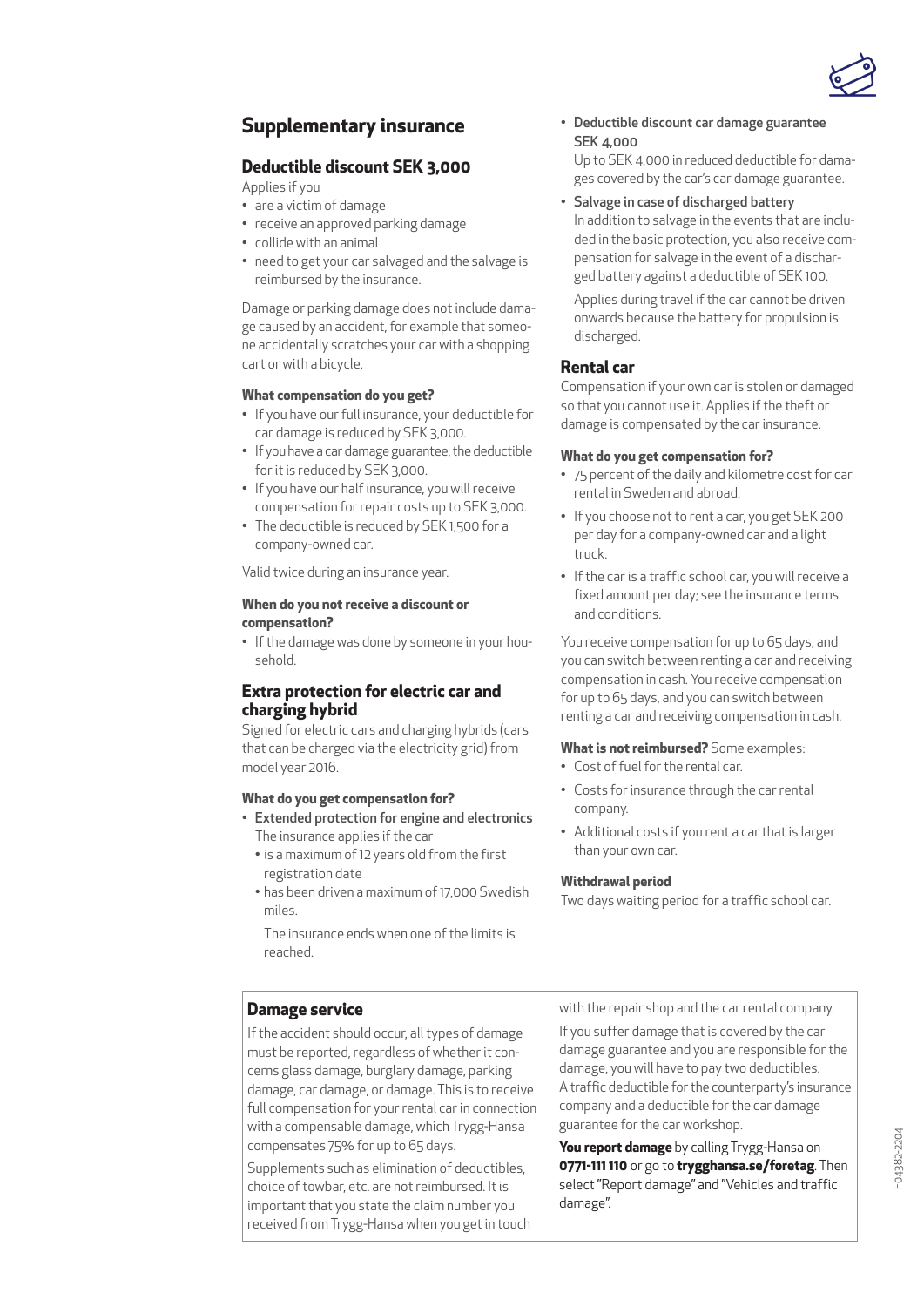## Supplementary insurance

### Deductible discount SEK 3,000

Applies if you

- are a victim of damage
- receive an approved parking damage
- collide with an animal
- need to get your car salvaged and the salvage is reimbursed by the insurance.

Damage or parking damage does not include damage caused by an accident, for example that someone accidentally scratches your car with a shopping cart or with a bicycle.

#### What compensation do you get?

- If you have our full insurance, your deductible for car damage is reduced by SEK 3,000.
- If you have a car damage guarantee, the deductible for it is reduced by SEK 3,000.
- If you have our half insurance, you will receive compensation for repair costs up to SEK 3,000.
- The deductible is reduced by SEK 1,500 for a company-owned car.

Valid twice during an insurance year.

#### When do you not receive a discount or compensation?

- If the damage was done by someone in your household.

### Extra protection for electric car and charging hybrid

Signed for electric cars and charging hybrids (cars that can be charged via the electricity grid) from model year 2016.

#### What do you get compensation for?

- **Extended protection for engine and electronics**
  The insurance applies if the car
  - is a maximum of 12 years old from the first registration date
  - has been driven a maximum of 17,000 Swedish miles.

  The insurance ends when one of the limits is reached.
- **Deductible discount car damage guarantee SEK 4,000**
  Up to SEK 4,000 in reduced deductible for damages covered by the car's car damage guarantee.
- **Salvage in case of discharged battery**
  In addition to salvage in the events that are included in the basic protection, you also receive compensation for salvage in the event of a discharged battery against a deductible of SEK 100.

  Applies during travel if the car cannot be driven onwards because the battery for propulsion is discharged.

### Rental car

Compensation if your own car is stolen or damaged so that you cannot use it. Applies if the theft or damage is compensated by the car insurance.

#### What do you get compensation for?

- 75 percent of the daily and kilometre cost for car rental in Sweden and abroad.
- If you choose not to rent a car, you get SEK 200 per day for a company-owned car and a light truck.
- If the car is a traffic school car, you will receive a fixed amount per day; see the insurance terms and conditions.

You receive compensation for up to 65 days, and you can switch between renting a car and receiving compensation in cash. You receive compensation for up to 65 days, and you can switch between renting a car and receiving compensation in cash.

**What is not reimbursed?** Some examples:

- Cost of fuel for the rental car.
- Costs for insurance through the car rental company.
- Additional costs if you rent a car that is larger than your own car.

#### Withdrawal period

Two days waiting period for a traffic school car.

### Damage service

If the accident should occur, all types of damage must be reported, regardless of whether it concerns glass damage, burglary damage, parking damage, car damage, or damage. This is to receive full compensation for your rental car in connection with a compensable damage, which Trygg-Hansa compensates 75% for up to 65 days.

Supplements such as elimination of deductibles, choice of towbar, etc. are not reimbursed. It is important that you state the claim number you received from Trygg-Hansa when you get in touch with the repair shop and the car rental company.

If you suffer damage that is covered by the car damage guarantee and you are responsible for the damage, you will have to pay two deductibles. A traffic deductible for the counterparty's insurance company and a deductible for the car damage guarantee for the car workshop.

**You report damage** by calling Trygg-Hansa on **0771-111 110** or go to **trygghansa.se/foretag**. Then select "Report damage" and "Vehicles and traffic damage".

F04382-2204